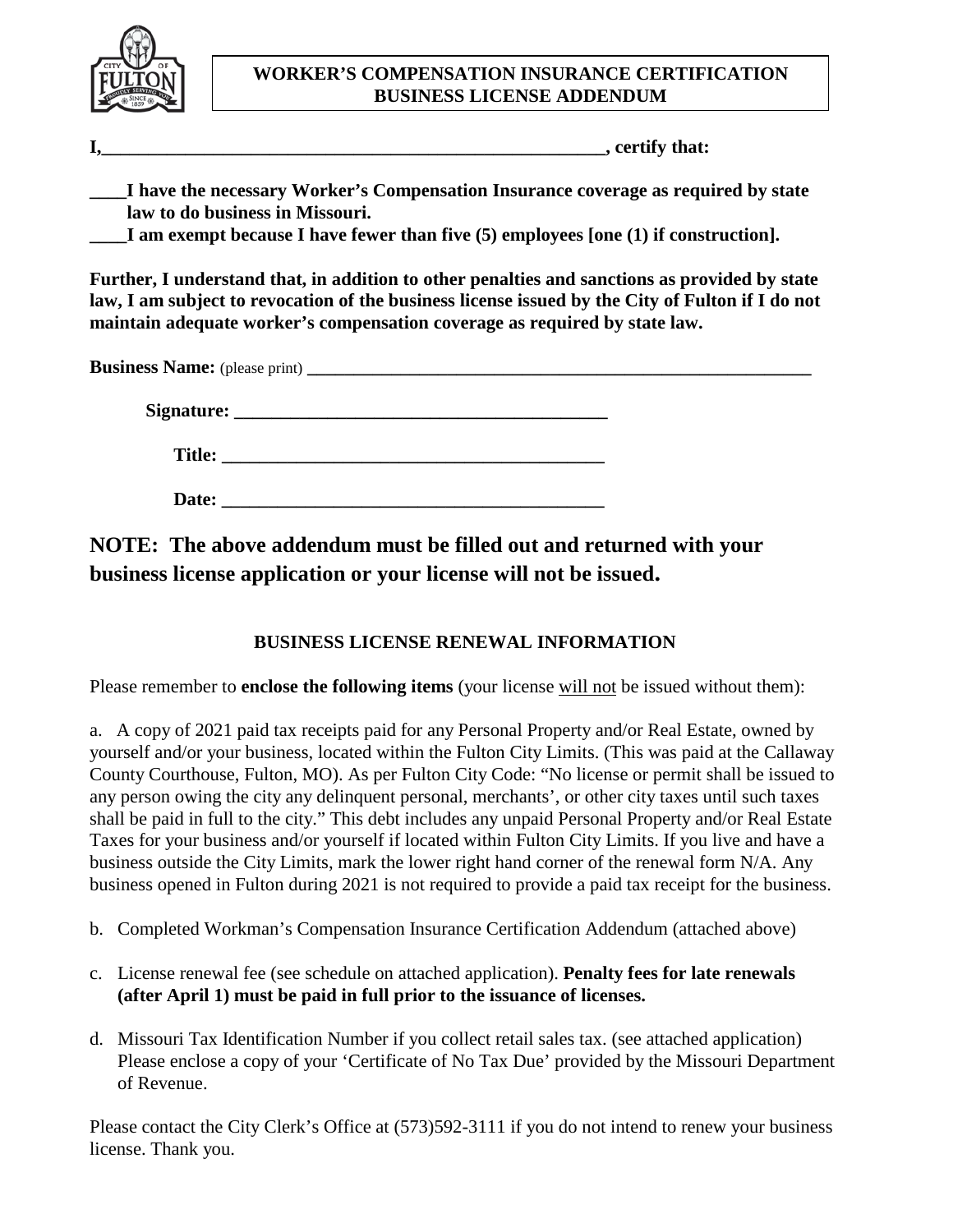## WORKER'S COMPENSATION INSURANCE CERTIFICATION BUSINESS LICENSE ADDENDUM

**I,\_\_\_\_\_\_\_\_\_\_\_\_\_\_\_\_\_\_\_\_\_\_\_\_\_\_\_\_\_\_\_\_\_\_\_\_\_\_\_\_\_\_\_\_\_\_\_\_\_\_\_\_\_\_\_\_\_, certify that:**

**\_\_\_\_I have the necessary Worker's Compensation Insurance coverage as required by state law to do business in Missouri.**

**\_\_\_\_I am exempt because I have fewer than five (5) employees [one (1) if construction].**

**Further, I understand that, in addition to other penalties and sanctions as provided by state law, I am subject to revocation of the business license issued by the City of Fulton if I do not maintain adequate worker's compensation coverage as required by state law.**

**Business Name:** (please print) \_\_\_\_\_\_\_\_\_\_\_\_\_\_\_\_\_\_\_\_\_\_\_\_\_\_\_\_\_\_\_\_\_\_\_\_\_\_\_\_\_\_\_\_\_\_\_\_\_\_\_\_\_\_\_\_

**Signature:** \_\_\_\_\_\_\_\_\_\_\_\_\_\_\_\_\_\_\_\_\_\_\_\_\_\_\_\_\_\_\_\_\_\_\_\_\_\_\_\_\_\_

**Title:** \_\_\_\_\_\_\_\_\_\_\_\_\_\_\_\_\_\_\_\_\_\_\_\_\_\_\_\_\_\_\_\_\_\_\_\_\_\_\_\_\_\_

**Date:** \_\_\_\_\_\_\_\_\_\_\_\_\_\_\_\_\_\_\_\_\_\_\_\_\_\_\_\_\_\_\_\_\_\_\_\_\_\_\_\_\_\_

**NOTE: The above addendum must be filled out and returned with your business license application or your license will not be issued.**

### BUSINESS LICENSE RENEWAL INFORMATION

Please remember to **enclose the following items** (your license will not be issued without them):

a. A copy of 2021 paid tax receipts paid for any Personal Property and/or Real Estate, owned by yourself and/or your business, located within the Fulton City Limits. (This was paid at the Callaway County Courthouse, Fulton, MO). As per Fulton City Code: "No license or permit shall be issued to any person owing the city any delinquent personal, merchants', or other city taxes until such taxes shall be paid in full to the city." This debt includes any unpaid Personal Property and/or Real Estate Taxes for your business and/or yourself if located within Fulton City Limits. If you live and have a business outside the City Limits, mark the lower right hand corner of the renewal form N/A. Any business opened in Fulton during 2021 is not required to provide a paid tax receipt for the business.

b. Completed Workman's Compensation Insurance Certification Addendum (attached above)

c. License renewal fee (see schedule on attached application). **Penalty fees for late renewals (after April 1) must be paid in full prior to the issuance of licenses.**

d. Missouri Tax Identification Number if you collect retail sales tax. (see attached application) Please enclose a copy of your 'Certificate of No Tax Due' provided by the Missouri Department of Revenue.

Please contact the City Clerk's Office at (573)592-3111 if you do not intend to renew your business license. Thank you.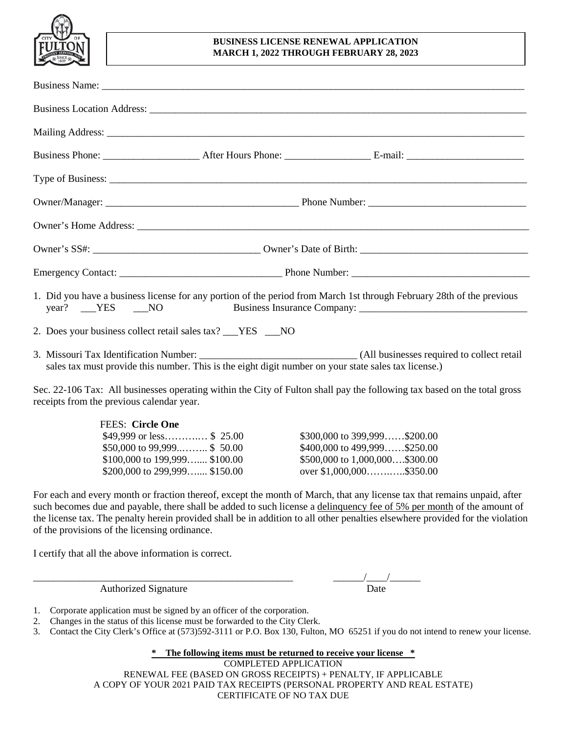**BUSINESS LICENSE RENEWAL APPLICATION**
**MARCH 1, 2022 THROUGH FEBRUARY 28, 2023**

Business Name: ______________________________________________________________________________

Business Location Address: ______________________________________________________________________

Mailing Address: _____________________________________________________________________________

Business Phone: ___________________ After Hours Phone: _________________ E-mail: _______________________

Type of Business: _____________________________________________________________________________

Owner/Manager: ______________________________________ Phone Number: ______________________________

Owner's Home Address: ________________________________________________________________________

Owner's SS#: ________________________________ Owner's Date of Birth: ________________________________

Emergency Contact: _______________________________ Phone Number: __________________________________

1. Did you have a business license for any portion of the period from March 1st through February 28th of the previous year? ___YES ___NO Business Insurance Company: _________________________________

2. Does your business collect retail sales tax? ___YES ___NO

3. Missouri Tax Identification Number: _______________________________ (All businesses required to collect retail sales tax must provide this number. This is the eight digit number on your state sales tax license.)

Sec. 22-106 Tax: All businesses operating within the City of Fulton shall pay the following tax based on the total gross receipts from the previous calendar year.

FEES: **Circle One**

| | |
|---|---|
| $49,999 or less………… $ 25.00 | $300,000 to 399,999……$200.00 |
| $50,000 to 99,999……… $ 50.00 | $400,000 to 499,999……$250.00 |
| $100,000 to 199,999…... $100.00 | $500,000 to 1,000,000….$300.00 |
| $200,000 to 299,999…... $150.00 | over $1,000,000………..$350.00 |

For each and every month or fraction thereof, except the month of March, that any license tax that remains unpaid, after such becomes due and payable, there shall be added to such license a delinquency fee of 5% per month of the amount of the license tax. The penalty herein provided shall be in addition to all other penalties elsewhere provided for the violation of the provisions of the licensing ordinance.

I certify that all the above information is correct.

_____________________________________________ ______/____/______
Authorized Signature Date

1. Corporate application must be signed by an officer of the corporation.
2. Changes in the status of this license must be forwarded to the City Clerk.
3. Contact the City Clerk's Office at (573)592-3111 or P.O. Box 130, Fulton, MO 65251 if you do not intend to renew your license.

**\* The following items must be returned to receive your license \***

COMPLETED APPLICATION
RENEWAL FEE (BASED ON GROSS RECEIPTS) + PENALTY, IF APPLICABLE
A COPY OF YOUR 2021 PAID TAX RECEIPTS (PERSONAL PROPERTY AND REAL ESTATE)
CERTIFICATE OF NO TAX DUE